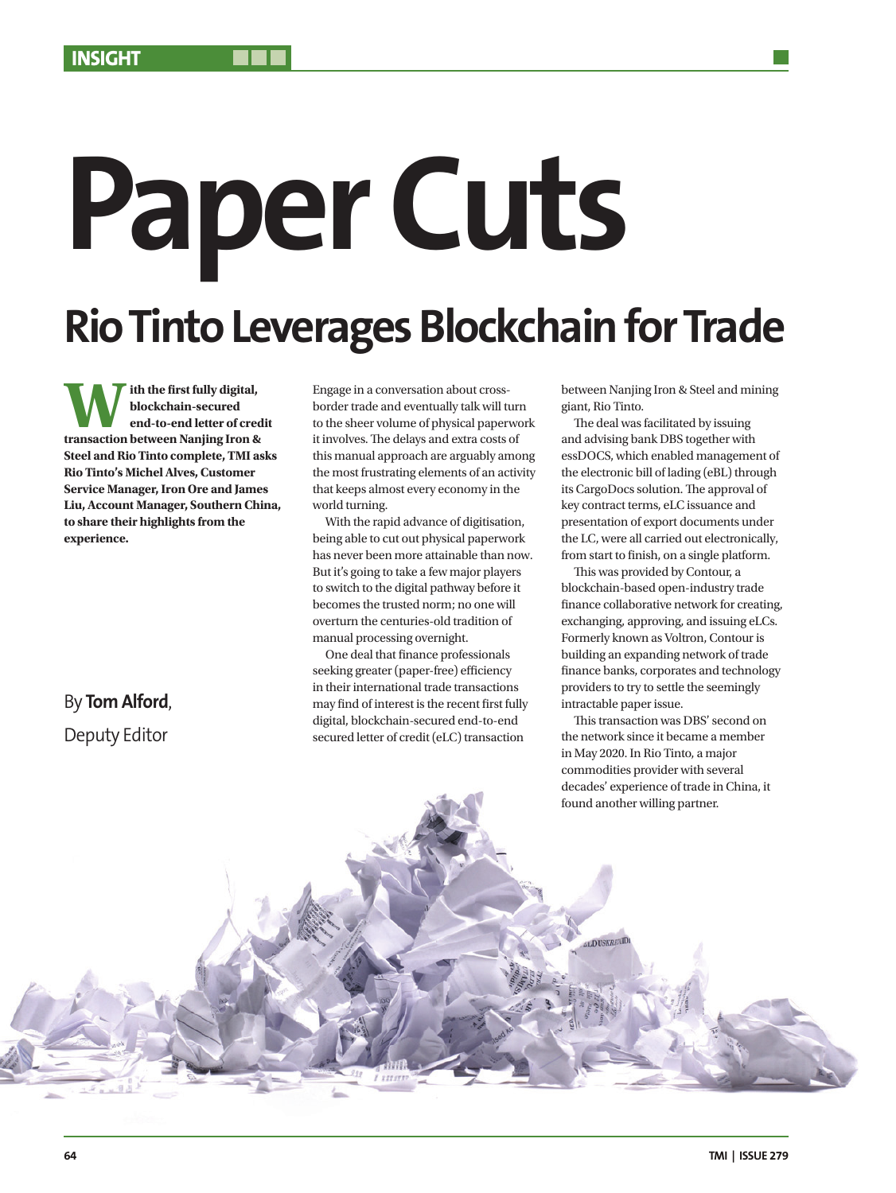# Paper Cuts

## Rio Tinto Leverages Blockchain for Trade

**With the first fully digital, blockchain-secured end-to-end letter of credit transaction between Nanjing Iron & Steel and Rio Tinto complete, TMI asks Rio Tinto's Michel Alves, Customer Service Manager, Iron Ore and James Liu, Account Manager, Southern China, to share their highlights from the experience.**

By **Tom Alford**, Deputy Editor

Engage in a conversation about cross-border trade and eventually talk will turn to the sheer volume of physical paperwork it involves. The delays and extra costs of this manual approach are arguably among the most frustrating elements of an activity that keeps almost every economy in the world turning.

With the rapid advance of digitisation, being able to cut out physical paperwork has never been more attainable than now. But it's going to take a few major players to switch to the digital pathway before it becomes the trusted norm; no one will overturn the centuries-old tradition of manual processing overnight.

One deal that finance professionals seeking greater (paper-free) efficiency in their international trade transactions may find of interest is the recent first fully digital, blockchain-secured end-to-end secured letter of credit (eLC) transaction between Nanjing Iron & Steel and mining giant, Rio Tinto.

The deal was facilitated by issuing and advising bank DBS together with essDOCS, which enabled management of the electronic bill of lading (eBL) through its CargoDocs solution. The approval of key contract terms, eLC issuance and presentation of export documents under the LC, were all carried out electronically, from start to finish, on a single platform.

This was provided by Contour, a blockchain-based open-industry trade finance collaborative network for creating, exchanging, approving, and issuing eLCs. Formerly known as Voltron, Contour is building an expanding network of trade finance banks, corporates and technology providers to try to settle the seemingly intractable paper issue.

This transaction was DBS' second on the network since it became a member in May 2020. In Rio Tinto, a major commodities provider with several decades' experience of trade in China, it found another willing partner.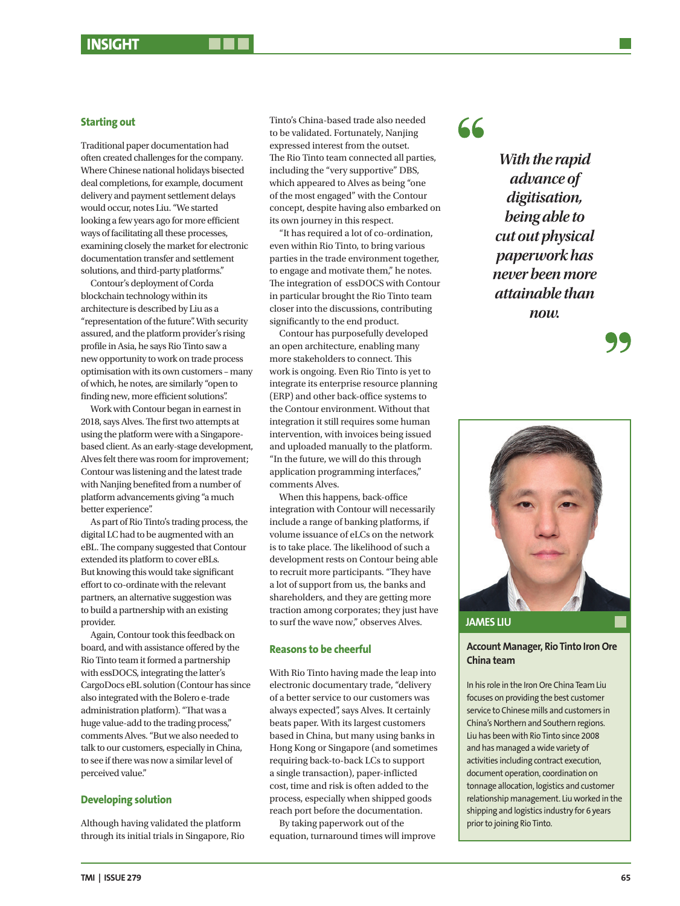### Starting out

Traditional paper documentation had often created challenges for the company. Where Chinese national holidays bisected deal completions, for example, document delivery and payment settlement delays would occur, notes Liu. "We started looking a few years ago for more efficient ways of facilitating all these processes, examining closely the market for electronic documentation transfer and settlement solutions, and third-party platforms."

Contour's deployment of Corda blockchain technology within its architecture is described by Liu as a "representation of the future". With security assured, and the platform provider's rising profile in Asia, he says Rio Tinto saw a new opportunity to work on trade process optimisation with its own customers – many of which, he notes, are similarly "open to finding new, more efficient solutions".

Work with Contour began in earnest in 2018, says Alves. The first two attempts at using the platform were with a Singapore-based client. As an early-stage development, Alves felt there was room for improvement; Contour was listening and the latest trade with Nanjing benefited from a number of platform advancements giving "a much better experience".

As part of Rio Tinto's trading process, the digital LC had to be augmented with an eBL. The company suggested that Contour extended its platform to cover eBLs. But knowing this would take significant effort to co-ordinate with the relevant partners, an alternative suggestion was to build a partnership with an existing provider.

Again, Contour took this feedback on board, and with assistance offered by the Rio Tinto team it formed a partnership with essDOCS, integrating the latter's CargoDocs eBL solution (Contour has since also integrated with the Bolero e-trade administration platform). "That was a huge value-add to the trading process," comments Alves. "But we also needed to talk to our customers, especially in China, to see if there was now a similar level of perceived value."

### Developing solution

Although having validated the platform through its initial trials in Singapore, Rio Tinto's China-based trade also needed to be validated. Fortunately, Nanjing expressed interest from the outset. The Rio Tinto team connected all parties, including the "very supportive" DBS, which appeared to Alves as being "one of the most engaged" with the Contour concept, despite having also embarked on its own journey in this respect.

"It has required a lot of co-ordination, even within Rio Tinto, to bring various parties in the trade environment together, to engage and motivate them," he notes. The integration of essDOCS with Contour in particular brought the Rio Tinto team closer into the discussions, contributing significantly to the end product.

Contour has purposefully developed an open architecture, enabling many more stakeholders to connect. This work is ongoing. Even Rio Tinto is yet to integrate its enterprise resource planning (ERP) and other back-office systems to the Contour environment. Without that integration it still requires some human intervention, with invoices being issued and uploaded manually to the platform. "In the future, we will do this through application programming interfaces," comments Alves.

When this happens, back-office integration with Contour will necessarily include a range of banking platforms, if volume issuance of eLCs on the network is to take place. The likelihood of such a development rests on Contour being able to recruit more participants. "They have a lot of support from us, the banks and shareholders, and they are getting more traction among corporates; they just have to surf the wave now," observes Alves.

### Reasons to be cheerful

With Rio Tinto having made the leap into electronic documentary trade, "delivery of a better service to our customers was always expected", says Alves. It certainly beats paper. With its largest customers based in China, but many using banks in Hong Kong or Singapore (and sometimes requiring back-to-back LCs to support a single transaction), paper-inflicted cost, time and risk is often added to the process, especially when shipped goods reach port before the documentation.

By taking paperwork out of the equation, turnaround times will improve

> *With the rapid advance of digitisation, being able to cut out physical paperwork has never been more attainable than now.*

**JAMES LIU**

**Account Manager, Rio Tinto Iron Ore China team**

In his role in the Iron Ore China Team Liu focuses on providing the best customer service to Chinese mills and customers in China's Northern and Southern regions. Liu has been with Rio Tinto since 2008 and has managed a wide variety of activities including contract execution, document operation, coordination on tonnage allocation, logistics and customer relationship management. Liu worked in the shipping and logistics industry for 6 years prior to joining Rio Tinto.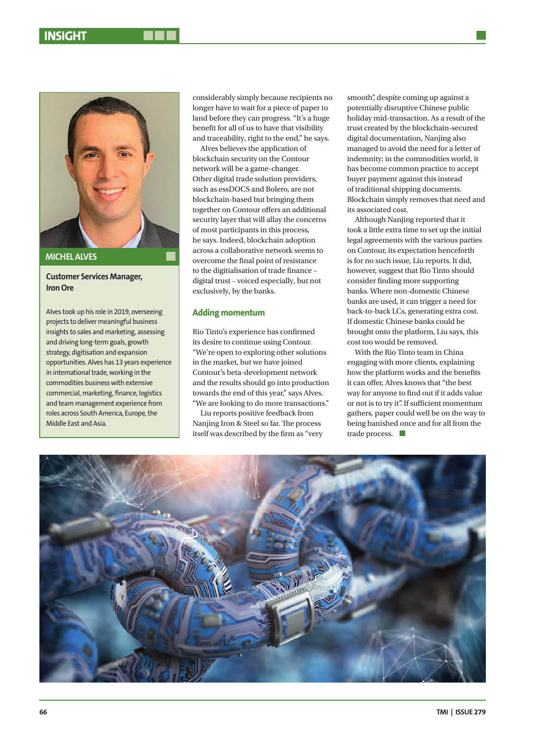**MICHEL ALVES**

**Customer Services Manager, Iron Ore**

Alves took up his role in 2019, overseeing projects to deliver meaningful business insights to sales and marketing, assessing and driving long-term goals, growth strategy, digitisation and expansion opportunities. Alves has 13 years experience in international trade, working in the commodities business with extensive commercial, marketing, finance, logistics and team management experience from roles across South America, Europe, the Middle East and Asia.

considerably simply because recipients no longer have to wait for a piece of paper to land before they can progress. "It's a huge benefit for all of us to have that visibility and traceability, right to the end," he says.

Alves believes the application of blockchain security on the Contour network will be a game-changer. Other digital trade solution providers, such as essDOCS and Bolero, are not blockchain-based but bringing them together on Contour offers an additional security layer that will allay the concerns of most participants in this process, he says. Indeed, blockchain adoption across a collaborative network seems to overcome the final point of resistance to the digitialisation of trade finance – digital trust – voiced especially, but not exclusively, by the banks.

## Adding momentum

Rio Tinto's experience has confirmed its desire to continue using Contour. "We're open to exploring other solutions in the market, but we have joined Contour's beta-development network and the results should go into production towards the end of this year," says Alves. "We are looking to do more transactions."

Liu reports positive feedback from Nanjing Iron & Steel so far. The process itself was described by the firm as "very smooth", despite coming up against a potentially disruptive Chinese public holiday mid-transaction. As a result of the trust created by the blockchain-secured digital documentation, Nanjing also managed to avoid the need for a letter of indemnity; in the commodities world, it has become common practice to accept buyer payment against this instead of traditional shipping documents. Blockchain simply removes that need and its associated cost.

Although Nanjing reported that it took a little extra time to set up the initial legal agreements with the various parties on Contour, its expectation henceforth is for no such issue, Liu reports. It did, however, suggest that Rio Tinto should consider finding more supporting banks. Where non-domestic Chinese banks are used, it can trigger a need for back-to-back LCs, generating extra cost. If domestic Chinese banks could be brought onto the platform, Liu says, this cost too would be removed.

With the Rio Tinto team in China engaging with more clients, explaining how the platform works and the benefits it can offer, Alves knows that "the best way for anyone to find out if it adds value or not is to try it". If sufficient momentum gathers, paper could well be on the way to being banished once and for all from the trade process.